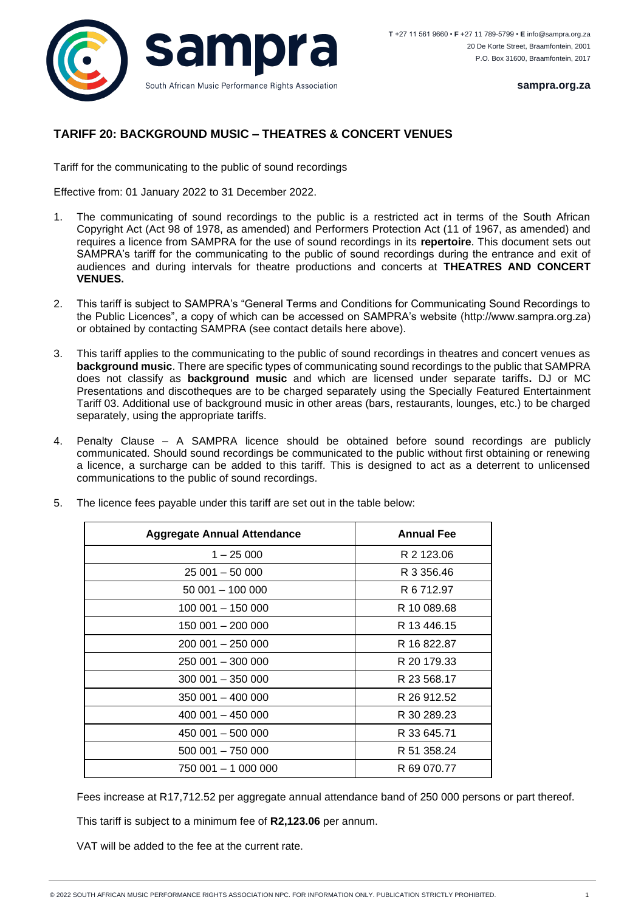**T** +27 11 561 9660 • **F** +27 11 789-5799 • **E** info@sampra.org.za
20 De Korte Street, Braamfontein, 2001
P.O. Box 31600, Braamfontein, 2017

**sampra.org.za**

South African Music Performance Rights Association

## TARIFF 20: BACKGROUND MUSIC – THEATRES & CONCERT VENUES

Tariff for the communicating to the public of sound recordings

Effective from: 01 January 2022 to 31 December 2022.

1. The communicating of sound recordings to the public is a restricted act in terms of the South African Copyright Act (Act 98 of 1978, as amended) and Performers Protection Act (11 of 1967, as amended) and requires a licence from SAMPRA for the use of sound recordings in its **repertoire**. This document sets out SAMPRA's tariff for the communicating to the public of sound recordings during the entrance and exit of audiences and during intervals for theatre productions and concerts at **THEATRES AND CONCERT VENUES.**

2. This tariff is subject to SAMPRA's "General Terms and Conditions for Communicating Sound Recordings to the Public Licences", a copy of which can be accessed on SAMPRA's website (http://www.sampra.org.za) or obtained by contacting SAMPRA (see contact details here above).

3. This tariff applies to the communicating to the public of sound recordings in theatres and concert venues as **background music**. There are specific types of communicating sound recordings to the public that SAMPRA does not classify as **background music** and which are licensed under separate tariffs**.** DJ or MC Presentations and discotheques are to be charged separately using the Specially Featured Entertainment Tariff 03. Additional use of background music in other areas (bars, restaurants, lounges, etc.) to be charged separately, using the appropriate tariffs.

4. Penalty Clause – A SAMPRA licence should be obtained before sound recordings are publicly communicated. Should sound recordings be communicated to the public without first obtaining or renewing a licence, a surcharge can be added to this tariff. This is designed to act as a deterrent to unlicensed communications to the public of sound recordings.

5. The licence fees payable under this tariff are set out in the table below:

| Aggregate Annual Attendance | Annual Fee |
|---|---|
| 1 – 25 000 | R 2 123.06 |
| 25 001 – 50 000 | R 3 356.46 |
| 50 001 – 100 000 | R 6 712.97 |
| 100 001 – 150 000 | R 10 089.68 |
| 150 001 – 200 000 | R 13 446.15 |
| 200 001 – 250 000 | R 16 822.87 |
| 250 001 – 300 000 | R 20 179.33 |
| 300 001 – 350 000 | R 23 568.17 |
| 350 001 – 400 000 | R 26 912.52 |
| 400 001 – 450 000 | R 30 289.23 |
| 450 001 – 500 000 | R 33 645.71 |
| 500 001 – 750 000 | R 51 358.24 |
| 750 001 – 1 000 000 | R 69 070.77 |

Fees increase at R17,712.52 per aggregate annual attendance band of 250 000 persons or part thereof.

This tariff is subject to a minimum fee of **R2,123.06** per annum.

VAT will be added to the fee at the current rate.

© 2022 SOUTH AFRICAN MUSIC PERFORMANCE RIGHTS ASSOCIATION NPC. FOR INFORMATION ONLY. PUBLICATION STRICTLY PROHIBITED.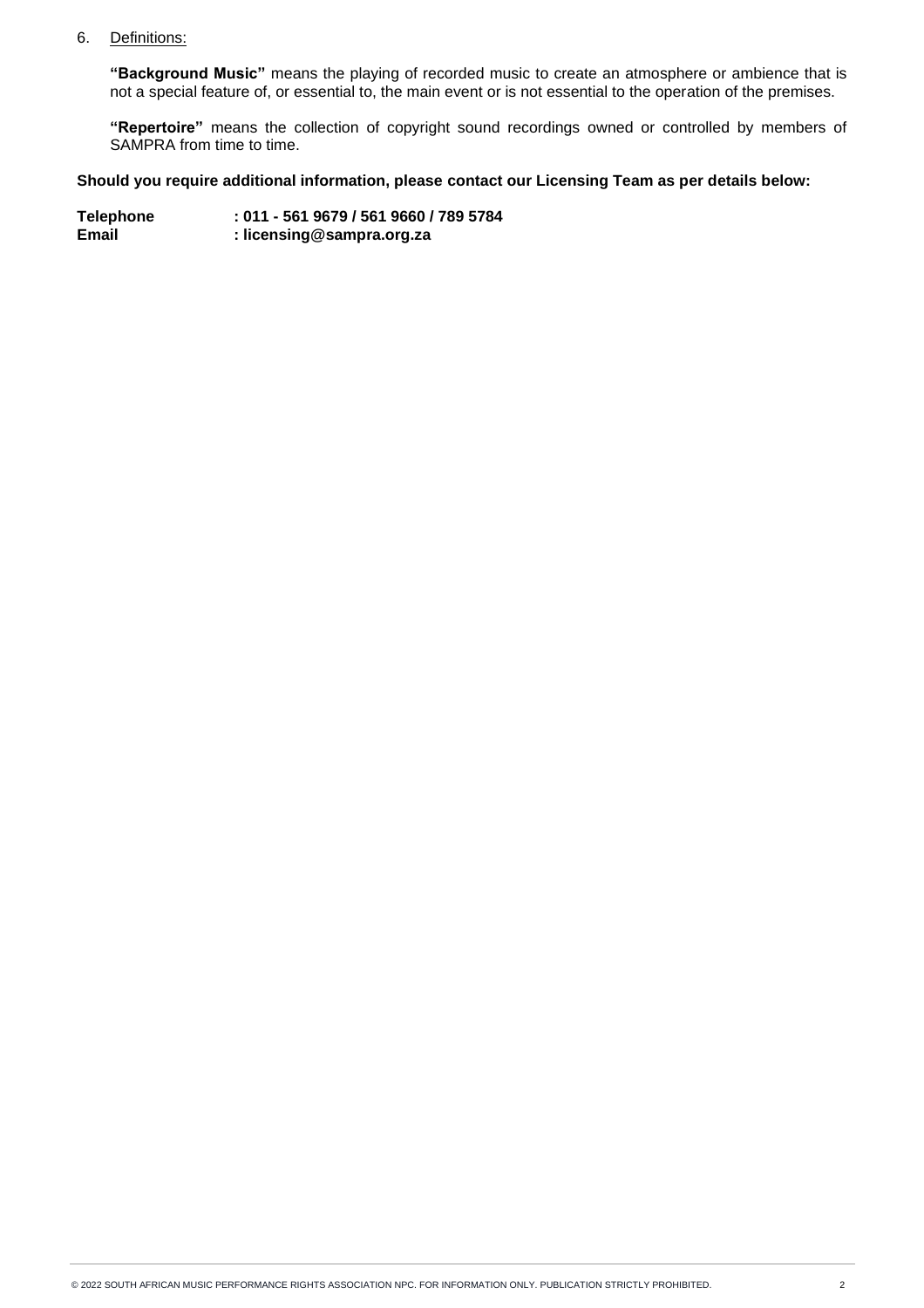6. Definitions:

   **"Background Music"** means the playing of recorded music to create an atmosphere or ambience that is not a special feature of, or essential to, the main event or is not essential to the operation of the premises.

   **"Repertoire"** means the collection of copyright sound recordings owned or controlled by members of SAMPRA from time to time.

**Should you require additional information, please contact our Licensing Team as per details below:**

| | |
|---|---|
| **Telephone** | **: 011 - 561 9679 / 561 9660 / 789 5784** |
| **Email** | **: licensing@sampra.org.za** |

© 2022 SOUTH AFRICAN MUSIC PERFORMANCE RIGHTS ASSOCIATION NPC. FOR INFORMATION ONLY. PUBLICATION STRICTLY PROHIBITED.